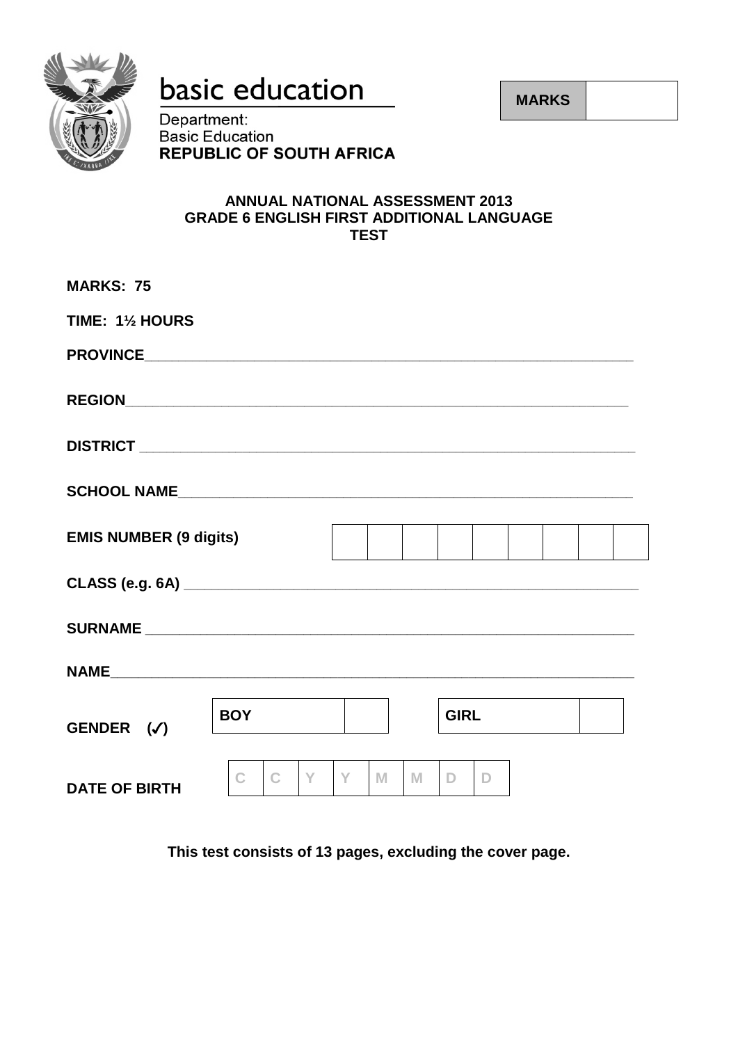basic education

Department:
Basic Education
**REPUBLIC OF SOUTH AFRICA**

| **MARKS** | |
|---|---|

**ANNUAL NATIONAL ASSESSMENT 2013**
**GRADE 6 ENGLISH FIRST ADDITIONAL LANGUAGE**
**TEST**

**MARKS: 75**

**TIME: 1½ HOURS**

**PROVINCE**\_\_\_\_\_\_\_\_\_\_\_\_\_\_\_\_\_\_\_\_\_\_\_\_\_\_\_\_\_\_\_\_\_\_\_\_\_\_\_\_\_\_\_\_\_\_\_\_\_\_\_\_\_\_\_\_\_\_\_\_

**REGION**\_\_\_\_\_\_\_\_\_\_\_\_\_\_\_\_\_\_\_\_\_\_\_\_\_\_\_\_\_\_\_\_\_\_\_\_\_\_\_\_\_\_\_\_\_\_\_\_\_\_\_\_\_\_\_\_\_\_\_\_

**DISTRICT** \_\_\_\_\_\_\_\_\_\_\_\_\_\_\_\_\_\_\_\_\_\_\_\_\_\_\_\_\_\_\_\_\_\_\_\_\_\_\_\_\_\_\_\_\_\_\_\_\_\_\_\_\_\_\_\_\_\_\_\_

**SCHOOL NAME**\_\_\_\_\_\_\_\_\_\_\_\_\_\_\_\_\_\_\_\_\_\_\_\_\_\_\_\_\_\_\_\_\_\_\_\_\_\_\_\_\_\_\_\_\_\_\_\_\_\_\_\_\_\_

| **EMIS NUMBER (9 digits)** | | | | | | | | | |
|---|---|---|---|---|---|---|---|---|---|

**CLASS (e.g. 6A)** \_\_\_\_\_\_\_\_\_\_\_\_\_\_\_\_\_\_\_\_\_\_\_\_\_\_\_\_\_\_\_\_\_\_\_\_\_\_\_\_\_\_\_\_\_\_\_\_\_\_\_\_\_\_

**SURNAME** \_\_\_\_\_\_\_\_\_\_\_\_\_\_\_\_\_\_\_\_\_\_\_\_\_\_\_\_\_\_\_\_\_\_\_\_\_\_\_\_\_\_\_\_\_\_\_\_\_\_\_\_\_\_\_\_\_\_\_

**NAME**\_\_\_\_\_\_\_\_\_\_\_\_\_\_\_\_\_\_\_\_\_\_\_\_\_\_\_\_\_\_\_\_\_\_\_\_\_\_\_\_\_\_\_\_\_\_\_\_\_\_\_\_\_\_\_\_\_\_\_\_\_\_

| **GENDER (✓)** | **BOY** | | **GIRL** | |
|---|---|---|---|---|

| **DATE OF BIRTH** | C | C | Y | Y | M | M | D | D |
|---|---|---|---|---|---|---|---|---|

**This test consists of 13 pages, excluding the cover page.**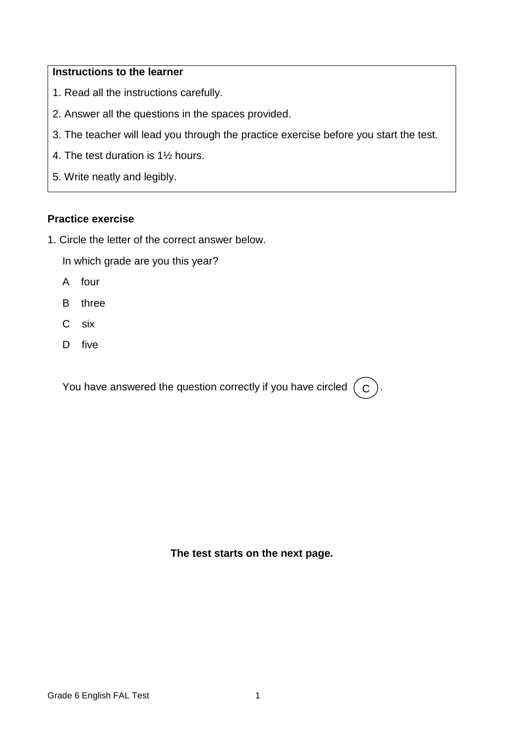**Instructions to the learner**

1. Read all the instructions carefully.
2. Answer all the questions in the spaces provided.
3. The teacher will lead you through the practice exercise before you start the test.
4. The test duration is 1½ hours.
5. Write neatly and legibly.

**Practice exercise**

1. Circle the letter of the correct answer below.

   In which grade are you this year?

   A four

   B three

   C six

   D five

   You have answered the question correctly if you have circled (C).

**The test starts on the next page.**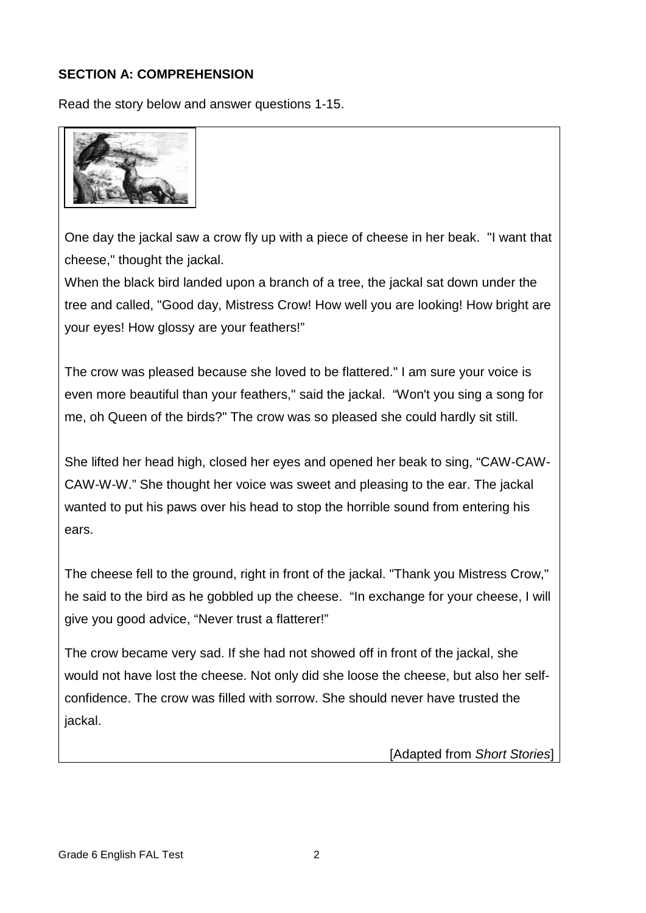**SECTION A: COMPREHENSION**

Read the story below and answer questions 1-15.

One day the jackal saw a crow fly up with a piece of cheese in her beak. "I want that cheese," thought the jackal.

When the black bird landed upon a branch of a tree, the jackal sat down under the tree and called, "Good day, Mistress Crow! How well you are looking! How bright are your eyes! How glossy are your feathers!"

The crow was pleased because she loved to be flattered." I am sure your voice is even more beautiful than your feathers," said the jackal. "Won't you sing a song for me, oh Queen of the birds?" The crow was so pleased she could hardly sit still.

She lifted her head high, closed her eyes and opened her beak to sing, "CAW-CAW-CAW-W-W." She thought her voice was sweet and pleasing to the ear. The jackal wanted to put his paws over his head to stop the horrible sound from entering his ears.

The cheese fell to the ground, right in front of the jackal. "Thank you Mistress Crow," he said to the bird as he gobbled up the cheese. "In exchange for your cheese, I will give you good advice, "Never trust a flatterer!"

The crow became very sad. If she had not showed off in front of the jackal, she would not have lost the cheese. Not only did she loose the cheese, but also her self-confidence. The crow was filled with sorrow. She should never have trusted the jackal.

[Adapted from *Short Stories*]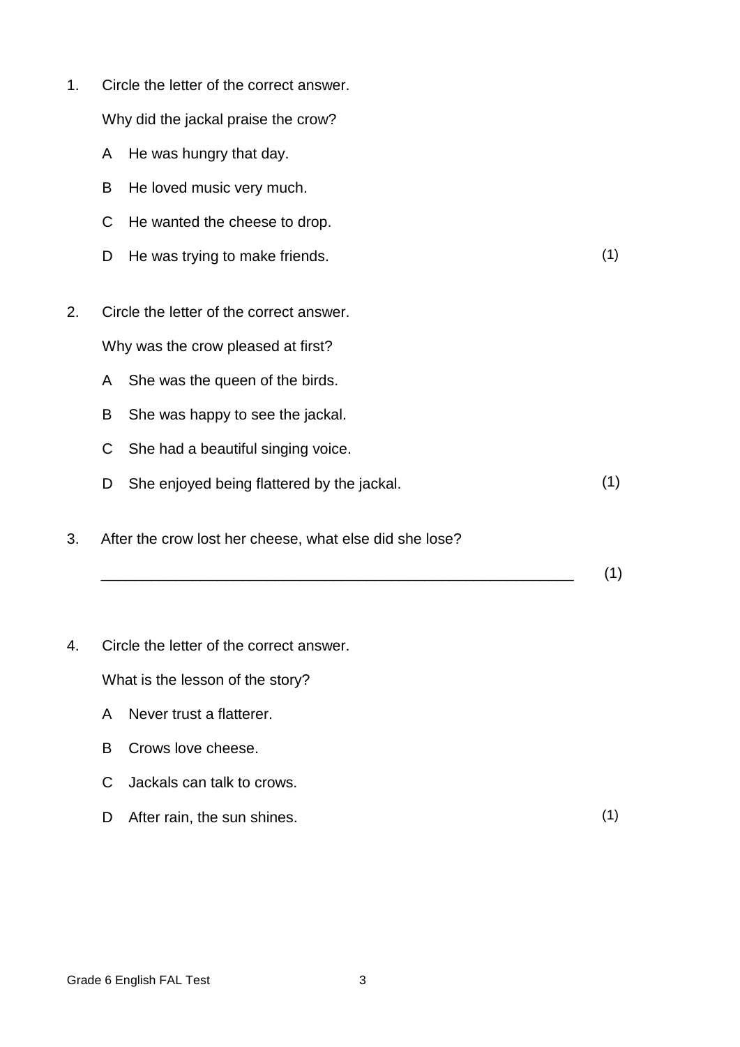1. Circle the letter of the correct answer.

   Why did the jackal praise the crow?

   A He was hungry that day.

   B He loved music very much.

   C He wanted the cheese to drop.

   D He was trying to make friends. (1)

2. Circle the letter of the correct answer.

   Why was the crow pleased at first?

   A She was the queen of the birds.

   B She was happy to see the jackal.

   C She had a beautiful singing voice.

   D She enjoyed being flattered by the jackal. (1)

3. After the crow lost her cheese, what else did she lose?

   ___________________________________________________________ (1)

4. Circle the letter of the correct answer.

   What is the lesson of the story?

   A Never trust a flatterer.

   B Crows love cheese.

   C Jackals can talk to crows.

   D After rain, the sun shines. (1)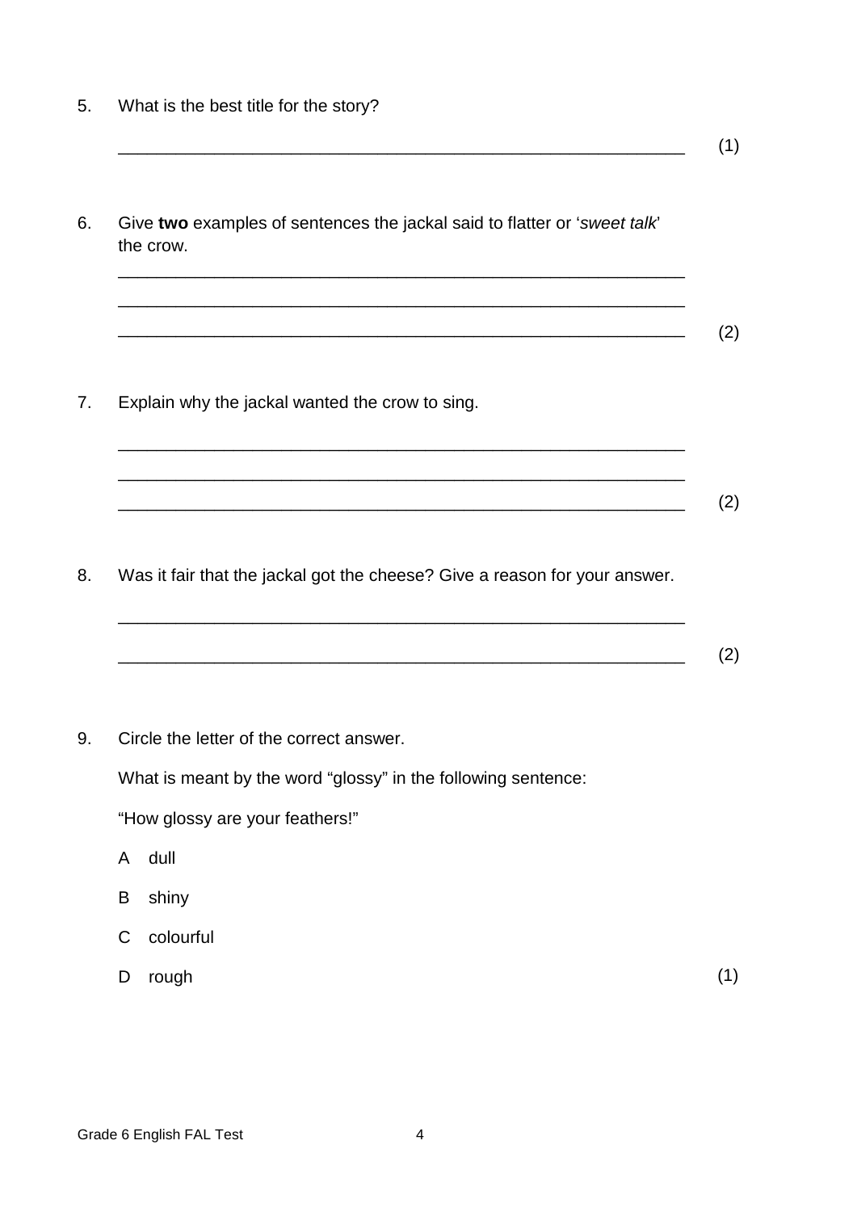5. What is the best title for the story?

_____________________________________________________________ (1)

6. Give **two** examples of sentences the jackal said to flatter or '*sweet talk*' the crow.

_____________________________________________________________

_____________________________________________________________

_____________________________________________________________ (2)

7. Explain why the jackal wanted the crow to sing.

_____________________________________________________________

_____________________________________________________________

_____________________________________________________________ (2)

8. Was it fair that the jackal got the cheese? Give a reason for your answer.

_____________________________________________________________

_____________________________________________________________ (2)

9. Circle the letter of the correct answer.

   What is meant by the word "glossy" in the following sentence:

   "How glossy are your feathers!"

   A dull

   B shiny

   C colourful

   D rough (1)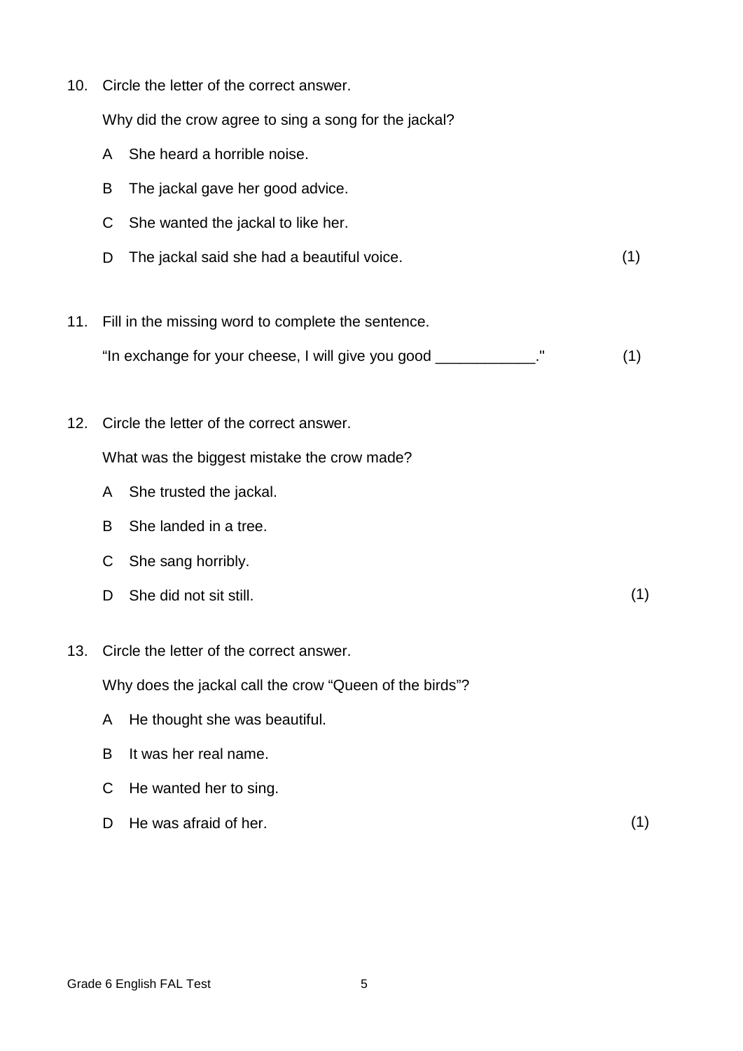10. Circle the letter of the correct answer.

    Why did the crow agree to sing a song for the jackal?

    A She heard a horrible noise.

    B The jackal gave her good advice.

    C She wanted the jackal to like her.

    D The jackal said she had a beautiful voice. (1)

11. Fill in the missing word to complete the sentence.

    "In exchange for your cheese, I will give you good ____________." (1)

12. Circle the letter of the correct answer.

    What was the biggest mistake the crow made?

    A She trusted the jackal.

    B She landed in a tree.

    C She sang horribly.

    D She did not sit still. (1)

13. Circle the letter of the correct answer.

    Why does the jackal call the crow "Queen of the birds"?

    A He thought she was beautiful.

    B It was her real name.

    C He wanted her to sing.

    D He was afraid of her. (1)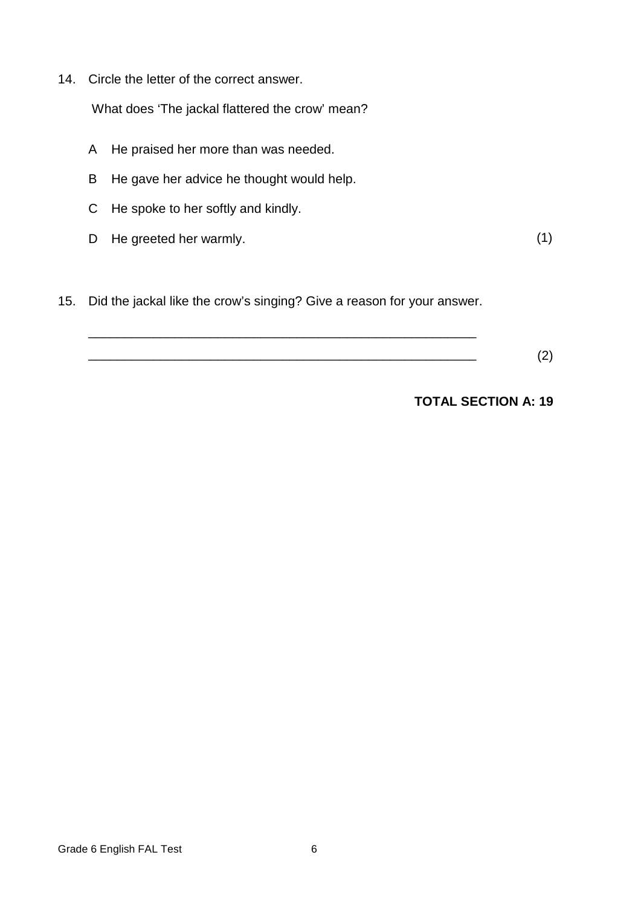14. Circle the letter of the correct answer.

    What does 'The jackal flattered the crow' mean?

    A He praised her more than was needed.

    B He gave her advice he thought would help.

    C He spoke to her softly and kindly.

    D He greeted her warmly. (1)

15. Did the jackal like the crow's singing? Give a reason for your answer.

    ______________________________________________________

    ______________________________________________________ (2)

**TOTAL SECTION A: 19**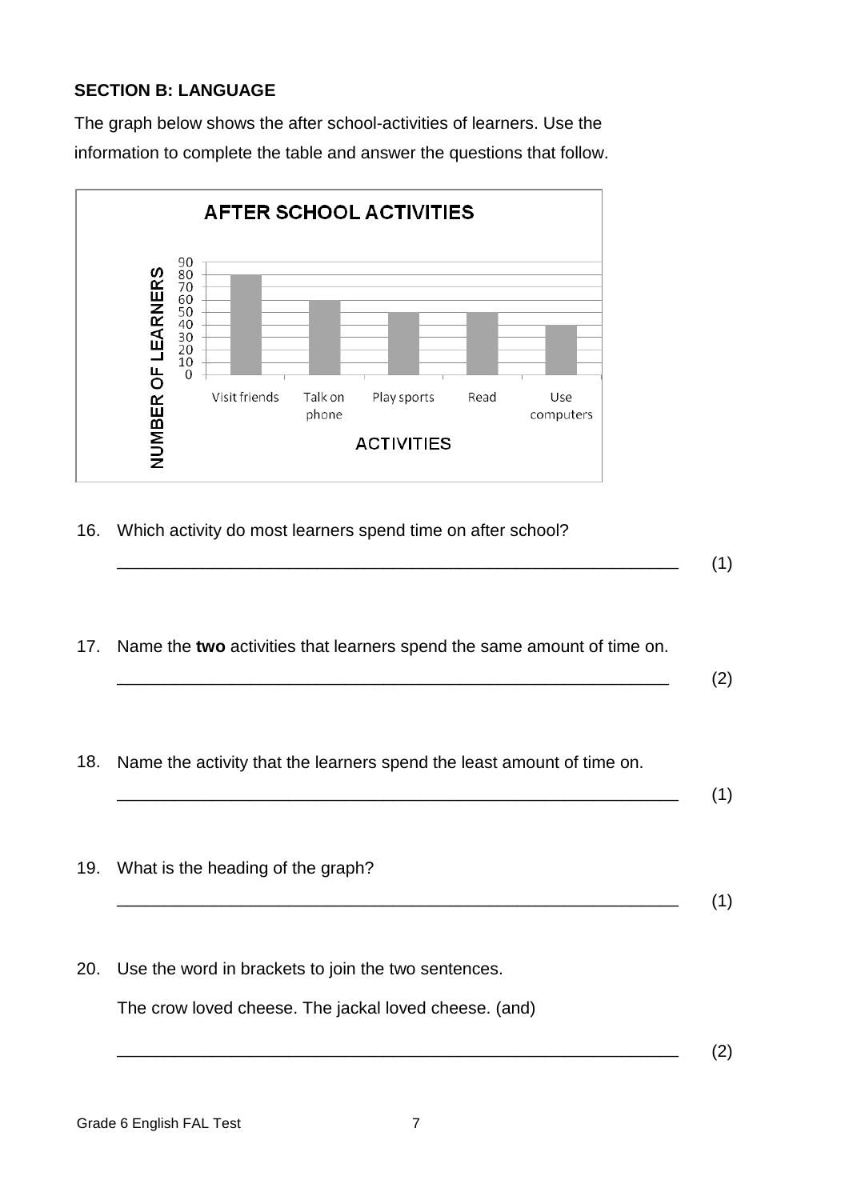**SECTION B: LANGUAGE**

The graph below shows the after school-activities of learners. Use the information to complete the table and answer the questions that follow.

**AFTER SCHOOL ACTIVITIES**

| ACTIVITIES | NUMBER OF LEARNERS |
|---|---|
| Visit friends | 80 |
| Talk on phone | 60 |
| Play sports | 50 |
| Read | 50 |
| Use computers | 40 |

16. Which activity do most learners spend time on after school?

    ______________________________________________________________ (1)

17. Name the **two** activities that learners spend the same amount of time on.

    ______________________________________________________________ (2)

18. Name the activity that the learners spend the least amount of time on.

    ______________________________________________________________ (1)

19. What is the heading of the graph?

    ______________________________________________________________ (1)

20. Use the word in brackets to join the two sentences.

    The crow loved cheese. The jackal loved cheese. (and)

    ______________________________________________________________ (2)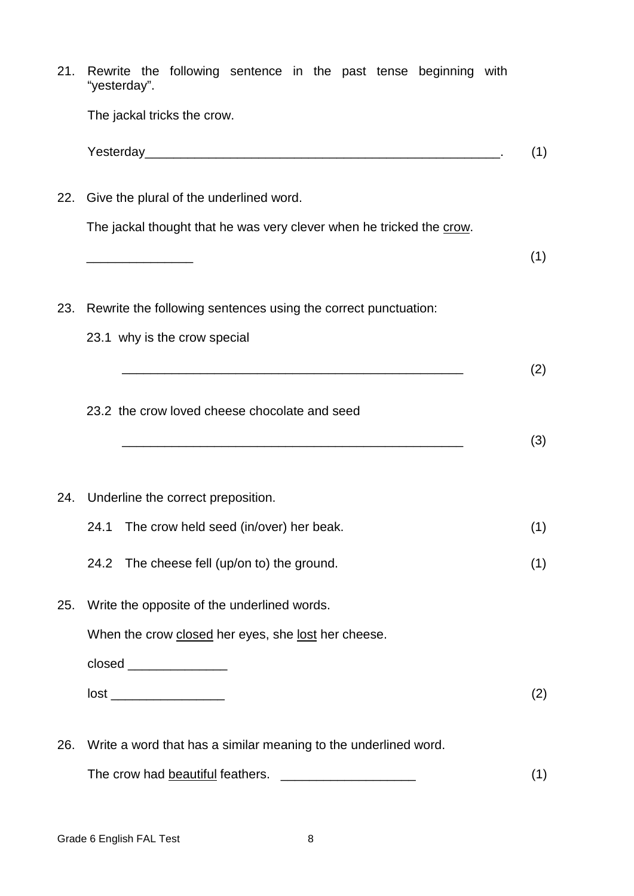21. Rewrite the following sentence in the past tense beginning with "yesterday".

    The jackal tricks the crow.

    Yesterday__________________________________________________. (1)

22. Give the plural of the underlined word.

    The jackal thought that he was very clever when he tricked the <u>crow</u>.

    _______________ (1)

23. Rewrite the following sentences using the correct punctuation:

    23.1 why is the crow special

    _________________________________________________ (2)

    23.2 the crow loved cheese chocolate and seed

    _________________________________________________ (3)

24. Underline the correct preposition.

    24.1 The crow held seed (in/over) her beak. (1)

    24.2 The cheese fell (up/on to) the ground. (1)

25. Write the opposite of the underlined words.

    When the crow <u>closed</u> her eyes, she <u>lost</u> her cheese.

    closed ______________

    lost ________________ (2)

26. Write a word that has a similar meaning to the underlined word.

    The crow had <u>beautiful</u> feathers. ___________________ (1)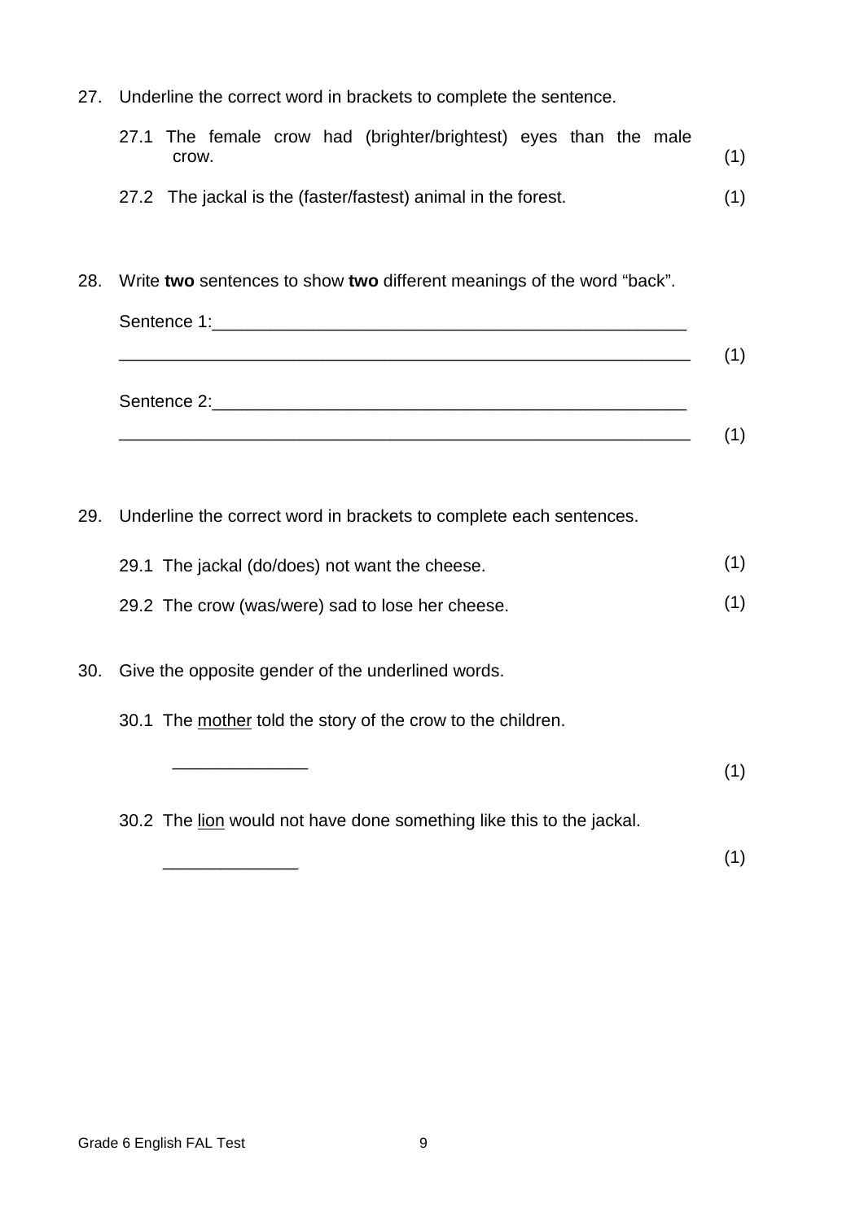27. Underline the correct word in brackets to complete the sentence.

    27.1 The female crow had (brighter/brightest) eyes than the male crow. (1)

    27.2 The jackal is the (faster/fastest) animal in the forest. (1)

28. Write **two** sentences to show **two** different meanings of the word "back".

    Sentence 1:___________________________________________________

    ______________________________________________________________ (1)

    Sentence 2:___________________________________________________

    ______________________________________________________________ (1)

29. Underline the correct word in brackets to complete each sentences.

    29.1 The jackal (do/does) not want the cheese. (1)

    29.2 The crow (was/were) sad to lose her cheese. (1)

30. Give the opposite gender of the underlined words.

    30.1 The <u>mother</u> told the story of the crow to the children.

    ______________ (1)

    30.2 The <u>lion</u> would not have done something like this to the jackal.

    ______________ (1)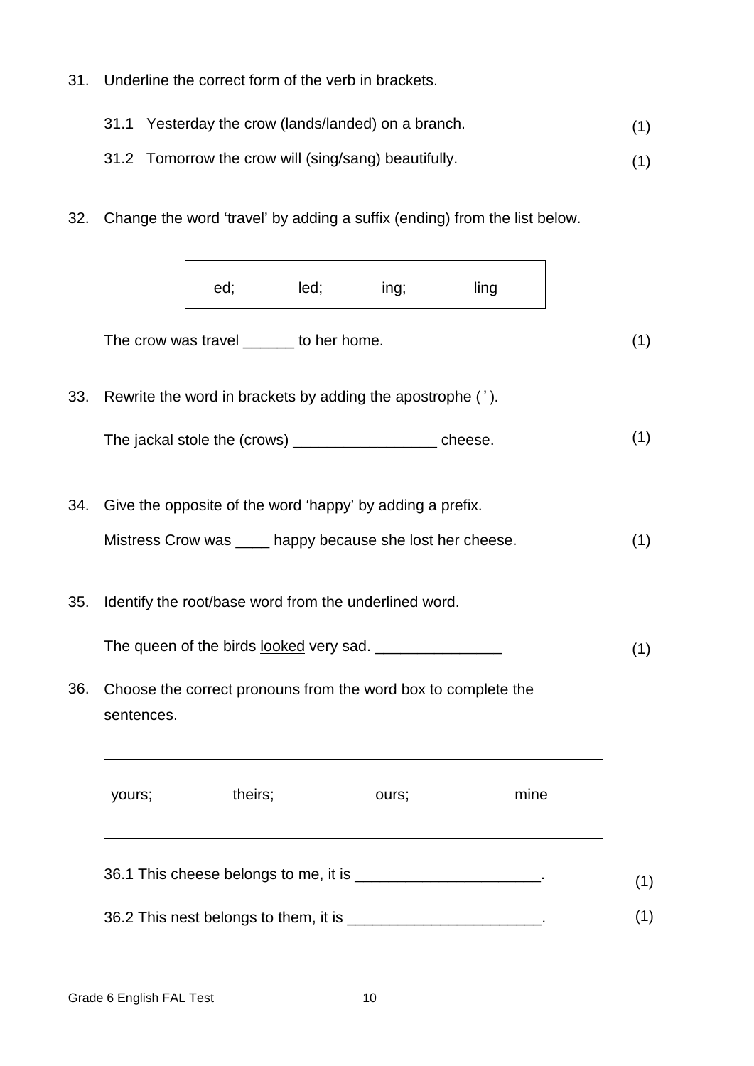31. Underline the correct form of the verb in brackets.

    31.1 Yesterday the crow (lands/landed) on a branch. (1)

    31.2 Tomorrow the crow will (sing/sang) beautifully. (1)

32. Change the word 'travel' by adding a suffix (ending) from the list below.

| ed; | led; | ing; | ling |
|---|---|---|---|

The crow was travel ______ to her home. (1)

33. Rewrite the word in brackets by adding the apostrophe ( ' ).

    The jackal stole the (crows) _________________ cheese. (1)

34. Give the opposite of the word 'happy' by adding a prefix.

    Mistress Crow was ____ happy because she lost her cheese. (1)

35. Identify the root/base word from the underlined word.

    The queen of the birds <u>looked</u> very sad. _______________ (1)

36. Choose the correct pronouns from the word box to complete the sentences.

| yours; | theirs; | ours; | mine |
|---|---|---|---|

36.1 This cheese belongs to me, it is ______________________. (1)

36.2 This nest belongs to them, it is _______________________. (1)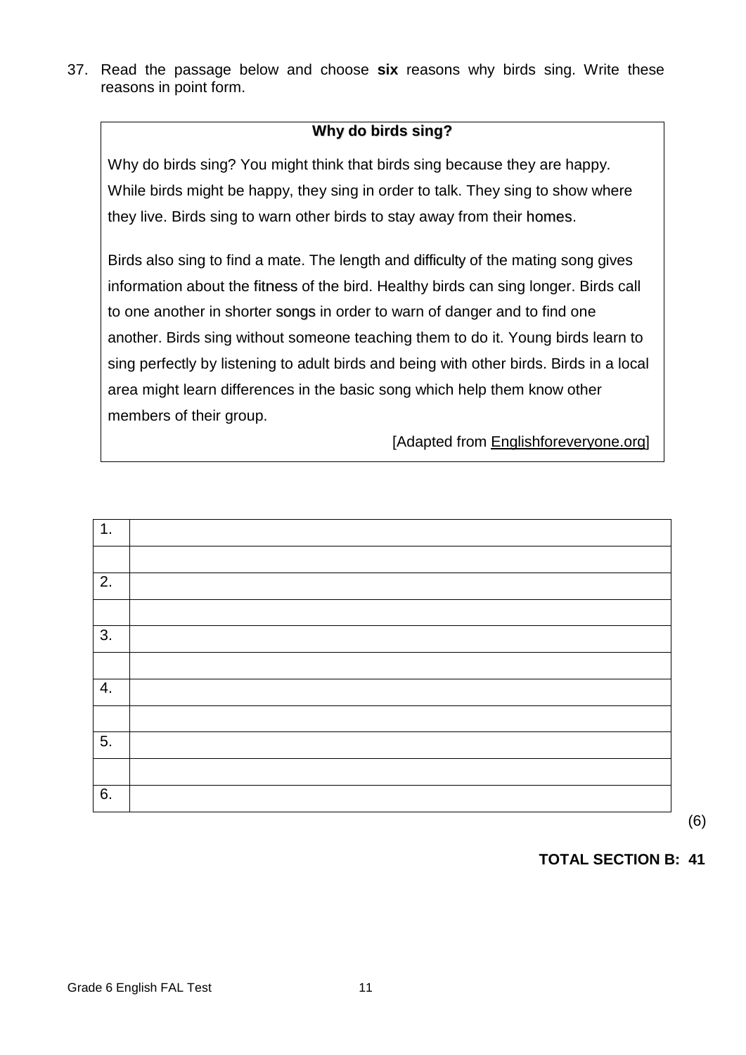37. Read the passage below and choose **six** reasons why birds sing. Write these reasons in point form.

**Why do birds sing?**

Why do birds sing? You might think that birds sing because they are happy. While birds might be happy, they sing in order to talk. They sing to show where they live. Birds sing to warn other birds to stay away from their homes.

Birds also sing to find a mate. The length and difficulty of the mating song gives information about the fitness of the bird. Healthy birds can sing longer. Birds call to one another in shorter songs in order to warn of danger and to find one another. Birds sing without someone teaching them to do it. Young birds learn to sing perfectly by listening to adult birds and being with other birds. Birds in a local area might learn differences in the basic song which help them know other members of their group.

[Adapted from Englishforeveryone.org]

| 1. | |
|---|---|
| | |
| 2. | |
| | |
| 3. | |
| | |
| 4. | |
| | |
| 5. | |
| | |
| 6. | |

(6)

**TOTAL SECTION B: 41**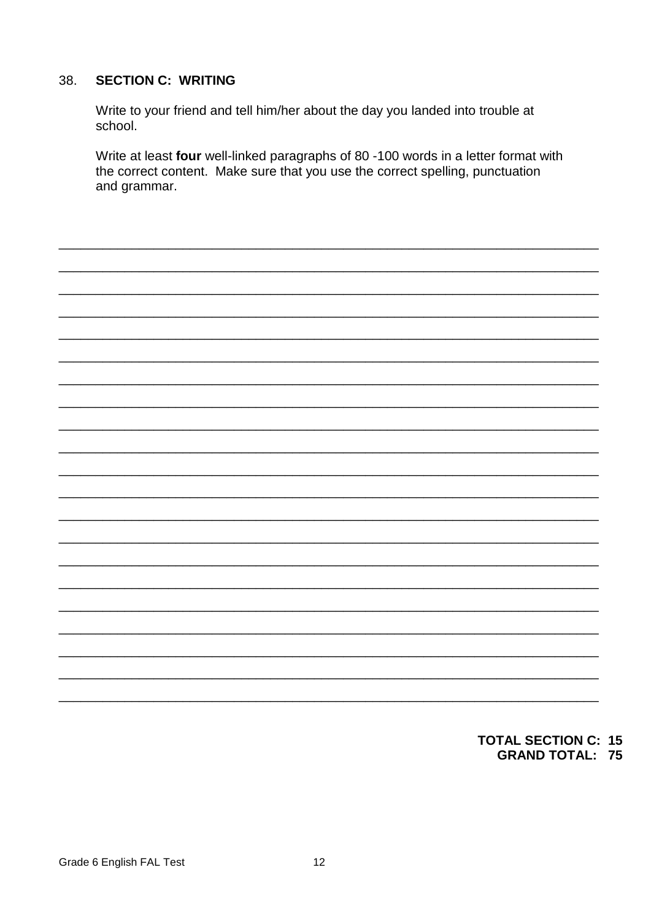38. **SECTION C: WRITING**

Write to your friend and tell him/her about the day you landed into trouble at school.

Write at least **four** well-linked paragraphs of 80 -100 words in a letter format with the correct content. Make sure that you use the correct spelling, punctuation and grammar.

______________________________________________________________________

______________________________________________________________________

______________________________________________________________________

______________________________________________________________________

______________________________________________________________________

______________________________________________________________________

______________________________________________________________________

______________________________________________________________________

______________________________________________________________________

______________________________________________________________________

______________________________________________________________________

______________________________________________________________________

______________________________________________________________________

______________________________________________________________________

______________________________________________________________________

______________________________________________________________________

______________________________________________________________________

______________________________________________________________________

______________________________________________________________________

______________________________________________________________________

______________________________________________________________________

**TOTAL SECTION C: 15**
**GRAND TOTAL: 75**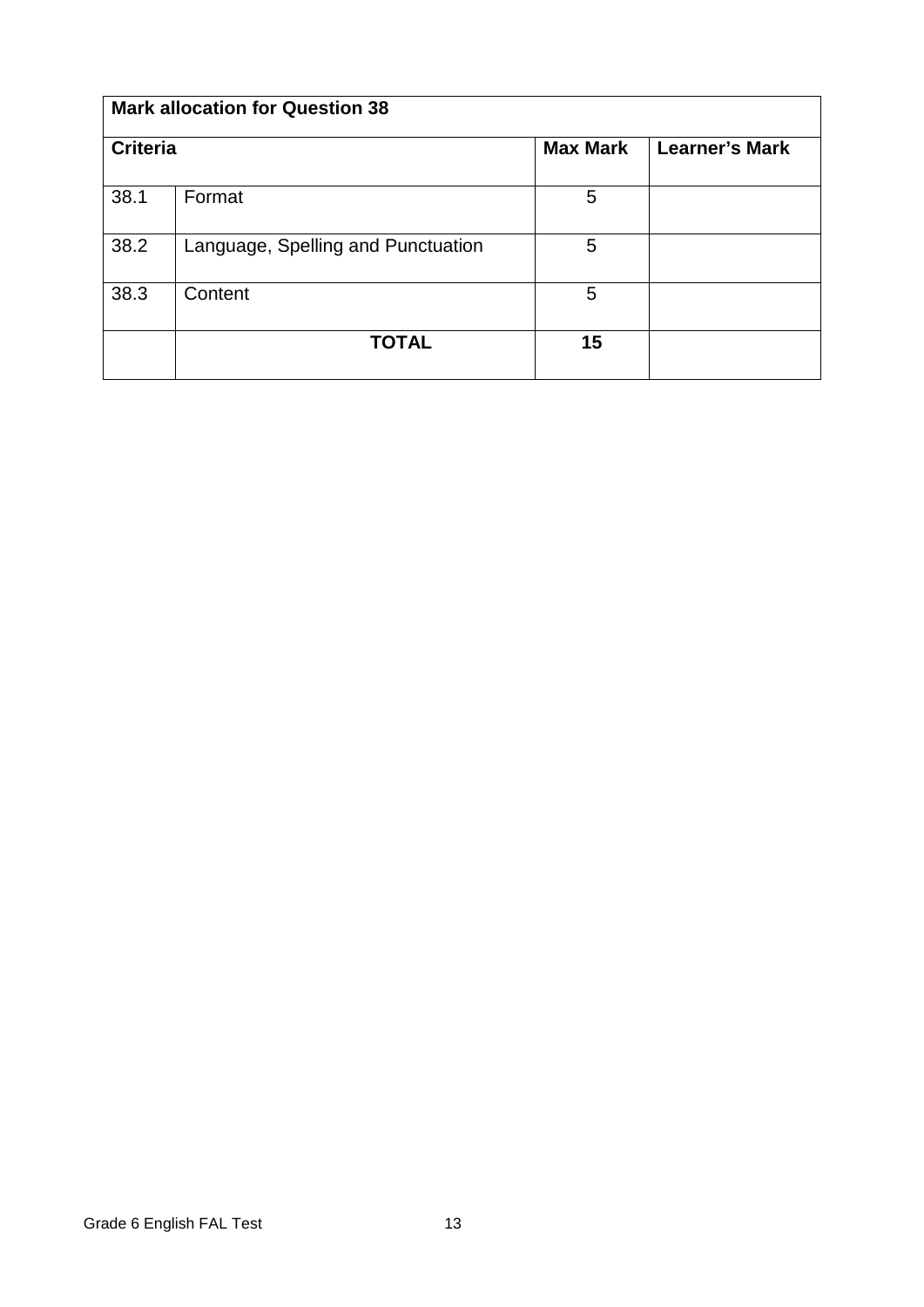| Mark allocation for Question 38 | | | |
|---|---|---|---|
| **Criteria** | | **Max Mark** | **Learner's Mark** |
| 38.1 | Format | 5 | |
| 38.2 | Language, Spelling and Punctuation | 5 | |
| 38.3 | Content | 5 | |
| | **TOTAL** | **15** | |